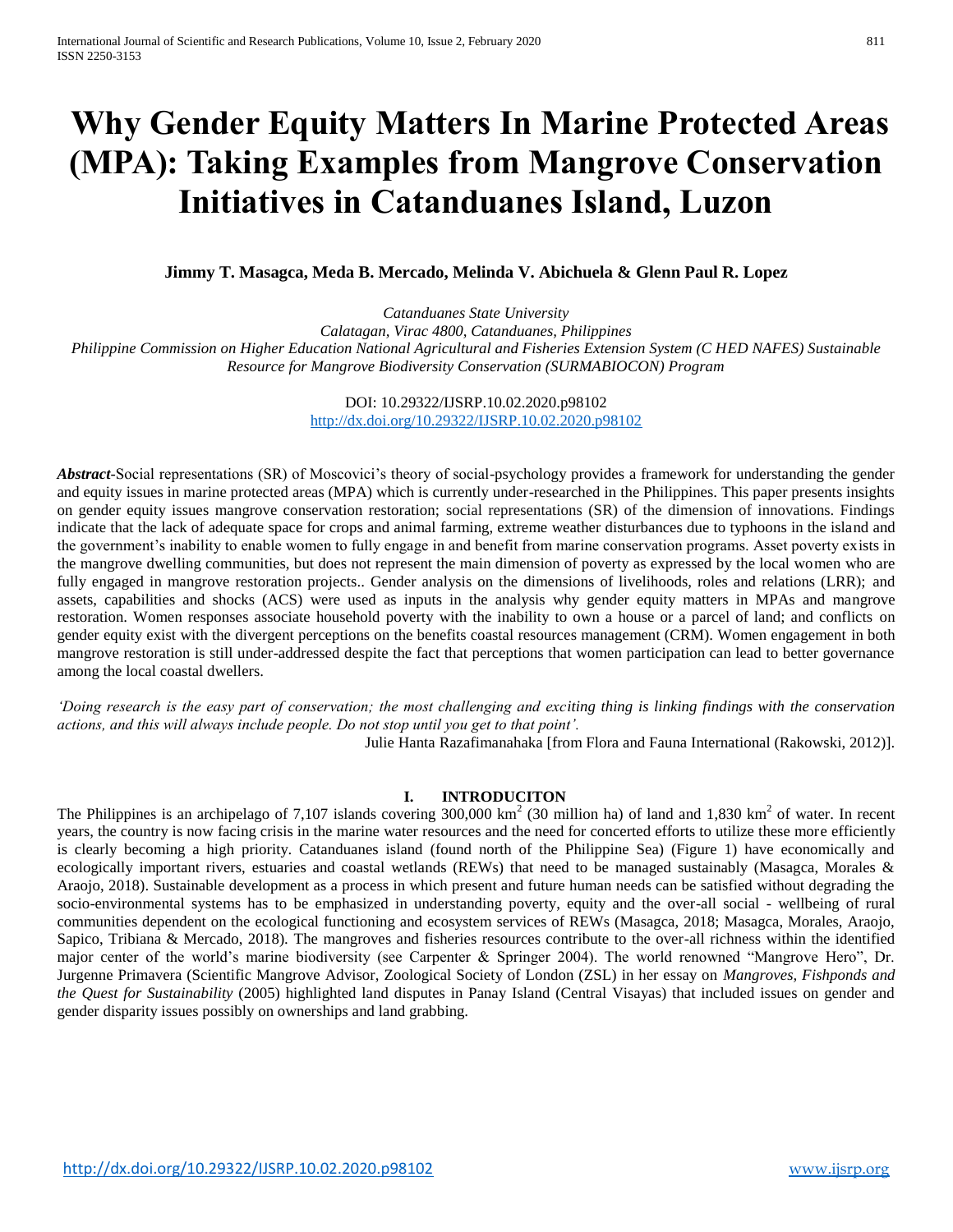# Why Gender Equity Matters In Marine Protected Areas (MPA): Taking Examples from Mangrove Conservation Initiatives in Catanduanes Island, Luzon

**Jimmy T. Masagca, Meda B. Mercado, Melinda V. Abichuela & Glenn Paul R. Lopez**

*Catanduanes State University*
*Calatagan, Virac 4800, Catanduanes, Philippines*
*Philippine Commission on Higher Education National Agricultural and Fisheries Extension System (C HED NAFES) Sustainable Resource for Mangrove Biodiversity Conservation (SURMABIOCON) Program*

DOI: 10.29322/IJSRP.10.02.2020.p98102
http://dx.doi.org/10.29322/IJSRP.10.02.2020.p98102

***Abstract***-Social representations (SR) of Moscovici's theory of social-psychology provides a framework for understanding the gender and equity issues in marine protected areas (MPA) which is currently under-researched in the Philippines. This paper presents insights on gender equity issues mangrove conservation restoration; social representations (SR) of the dimension of innovations. Findings indicate that the lack of adequate space for crops and animal farming, extreme weather disturbances due to typhoons in the island and the government's inability to enable women to fully engage in and benefit from marine conservation programs. Asset poverty exists in the mangrove dwelling communities, but does not represent the main dimension of poverty as expressed by the local women who are fully engaged in mangrove restoration projects.. Gender analysis on the dimensions of livelihoods, roles and relations (LRR); and assets, capabilities and shocks (ACS) were used as inputs in the analysis why gender equity matters in MPAs and mangrove restoration. Women responses associate household poverty with the inability to own a house or a parcel of land; and conflicts on gender equity exist with the divergent perceptions on the benefits coastal resources management (CRM). Women engagement in both mangrove restoration is still under-addressed despite the fact that perceptions that women participation can lead to better governance among the local coastal dwellers.

*'Doing research is the easy part of conservation; the most challenging and exciting thing is linking findings with the conservation actions, and this will always include people. Do not stop until you get to that point'.*

Julie Hanta Razafimanahaka [from Flora and Fauna International (Rakowski, 2012)].

## I. INTRODUCITON

The Philippines is an archipelago of 7,107 islands covering 300,000 km$^2$ (30 million ha) of land and 1,830 km$^2$ of water. In recent years, the country is now facing crisis in the marine water resources and the need for concerted efforts to utilize these more efficiently is clearly becoming a high priority. Catanduanes island (found north of the Philippine Sea) (Figure 1) have economically and ecologically important rivers, estuaries and coastal wetlands (REWs) that need to be managed sustainably (Masagca, Morales & Araojo, 2018). Sustainable development as a process in which present and future human needs can be satisfied without degrading the socio-environmental systems has to be emphasized in understanding poverty, equity and the over-all social - wellbeing of rural communities dependent on the ecological functioning and ecosystem services of REWs (Masagca, 2018; Masagca, Morales, Araojo, Sapico, Tribiana & Mercado, 2018). The mangroves and fisheries resources contribute to the over-all richness within the identified major center of the world's marine biodiversity (see Carpenter & Springer 2004). The world renowned "Mangrove Hero", Dr. Jurgenne Primavera (Scientific Mangrove Advisor, Zoological Society of London (ZSL) in her essay on *Mangroves, Fishponds and the Quest for Sustainability* (2005) highlighted land disputes in Panay Island (Central Visayas) that included issues on gender and gender disparity issues possibly on ownerships and land grabbing.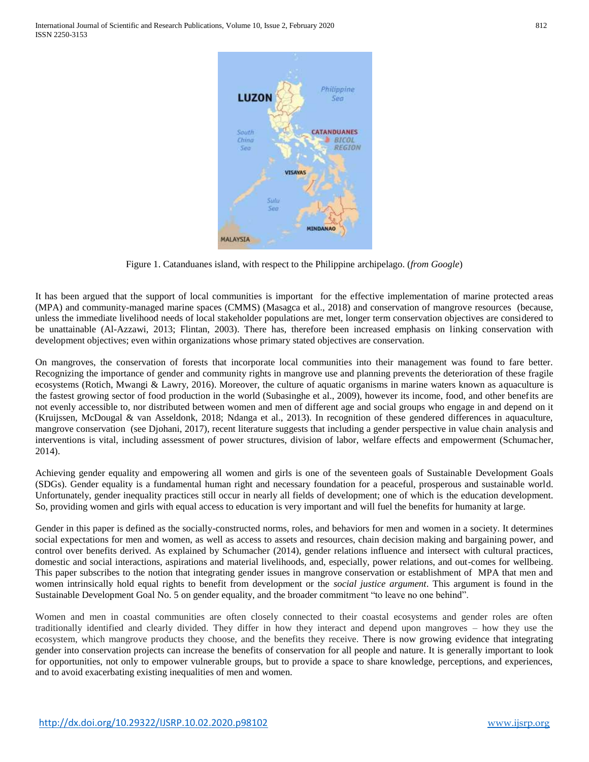Figure 1. Catanduanes island, with respect to the Philippine archipelago. (*from Google*)

It has been argued that the support of local communities is important for the effective implementation of marine protected areas (MPA) and community-managed marine spaces (CMMS) (Masagca et al., 2018) and conservation of mangrove resources (because, unless the immediate livelihood needs of local stakeholder populations are met, longer term conservation objectives are considered to be unattainable (Al-Azzawi, 2013; Flintan, 2003). There has, therefore been increased emphasis on linking conservation with development objectives; even within organizations whose primary stated objectives are conservation.

On mangroves, the conservation of forests that incorporate local communities into their management was found to fare better. Recognizing the importance of gender and community rights in mangrove use and planning prevents the deterioration of these fragile ecosystems (Rotich, Mwangi & Lawry, 2016). Moreover, the culture of aquatic organisms in marine waters known as aquaculture is the fastest growing sector of food production in the world (Subasinghe et al., 2009), however its income, food, and other benefits are not evenly accessible to, nor distributed between women and men of different age and social groups who engage in and depend on it (Kruijssen, McDougal & van Asseldonk, 2018; Ndanga et al., 2013). In recognition of these gendered differences in aquaculture, mangrove conservation (see Djohani, 2017), recent literature suggests that including a gender perspective in value chain analysis and interventions is vital, including assessment of power structures, division of labor, welfare effects and empowerment (Schumacher, 2014).

Achieving gender equality and empowering all women and girls is one of the seventeen goals of Sustainable Development Goals (SDGs). Gender equality is a fundamental human right and necessary foundation for a peaceful, prosperous and sustainable world. Unfortunately, gender inequality practices still occur in nearly all fields of development; one of which is the education development. So, providing women and girls with equal access to education is very important and will fuel the benefits for humanity at large.

Gender in this paper is defined as the socially-constructed norms, roles, and behaviors for men and women in a society. It determines social expectations for men and women, as well as access to assets and resources, chain decision making and bargaining power, and control over benefits derived. As explained by Schumacher (2014), gender relations influence and intersect with cultural practices, domestic and social interactions, aspirations and material livelihoods, and, especially, power relations, and out-comes for wellbeing. This paper subscribes to the notion that integrating gender issues in mangrove conservation or establishment of MPA that men and women intrinsically hold equal rights to benefit from development or the *social justice argument*. This argument is found in the Sustainable Development Goal No. 5 on gender equality, and the broader commitment "to leave no one behind".

Women and men in coastal communities are often closely connected to their coastal ecosystems and gender roles are often traditionally identified and clearly divided. They differ in how they interact and depend upon mangroves – how they use the ecosystem, which mangrove products they choose, and the benefits they receive. There is now growing evidence that integrating gender into conservation projects can increase the benefits of conservation for all people and nature. It is generally important to look for opportunities, not only to empower vulnerable groups, but to provide a space to share knowledge, perceptions, and experiences, and to avoid exacerbating existing inequalities of men and women.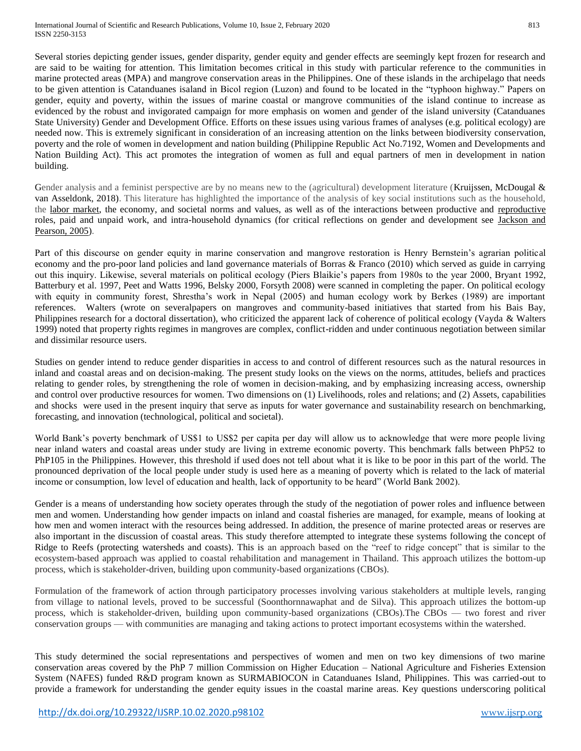Several stories depicting gender issues, gender disparity, gender equity and gender effects are seemingly kept frozen for research and are said to be waiting for attention. This limitation becomes critical in this study with particular reference to the communities in marine protected areas (MPA) and mangrove conservation areas in the Philippines. One of these islands in the archipelago that needs to be given attention is Catanduanes isaland in Bicol region (Luzon) and found to be located in the "typhoon highway." Papers on gender, equity and poverty, within the issues of marine coastal or mangrove communities of the island continue to increase as evidenced by the robust and invigorated campaign for more emphasis on women and gender of the island university (Catanduanes State University) Gender and Development Office. Efforts on these issues using various frames of analyses (e.g. political ecology) are needed now. This is extremely significant in consideration of an increasing attention on the links between biodiversity conservation, poverty and the role of women in development and nation building (Philippine Republic Act No.7192, Women and Developments and Nation Building Act). This act promotes the integration of women as full and equal partners of men in development in nation building.

Gender analysis and a feminist perspective are by no means new to the (agricultural) development literature (Kruijssen, McDougal & van Asseldonk, 2018). This literature has highlighted the importance of the analysis of key social institutions such as the household, the labor market, the economy, and societal norms and values, as well as of the interactions between productive and reproductive roles, paid and unpaid work, and intra-household dynamics (for critical reflections on gender and development see Jackson and Pearson, 2005).

Part of this discourse on gender equity in marine conservation and mangrove restoration is Henry Bernstein's agrarian political economy and the pro-poor land policies and land governance materials of Borras & Franco (2010) which served as guide in carrying out this inquiry. Likewise, several materials on political ecology (Piers Blaikie's papers from 1980s to the year 2000, Bryant 1992, Batterbury et al. 1997, Peet and Watts 1996, Belsky 2000, Forsyth 2008) were scanned in completing the paper. On political ecology with equity in community forest, Shrestha's work in Nepal (2005) and human ecology work by Berkes (1989) are important references. Walters (wrote on severalpapers on mangroves and community-based initiatives that started from his Bais Bay, Philippines research for a doctoral dissertation), who criticized the apparent lack of coherence of political ecology (Vayda & Walters 1999) noted that property rights regimes in mangroves are complex, conflict-ridden and under continuous negotiation between similar and dissimilar resource users.

Studies on gender intend to reduce gender disparities in access to and control of different resources such as the natural resources in inland and coastal areas and on decision-making. The present study looks on the views on the norms, attitudes, beliefs and practices relating to gender roles, by strengthening the role of women in decision-making, and by emphasizing increasing access, ownership and control over productive resources for women. Two dimensions on (1) Livelihoods, roles and relations; and (2) Assets, capabilities and shocks were used in the present inquiry that serve as inputs for water governance and sustainability research on benchmarking, forecasting, and innovation (technological, political and societal).

World Bank's poverty benchmark of US$1 to US$2 per capita per day will allow us to acknowledge that were more people living near inland waters and coastal areas under study are living in extreme economic poverty. This benchmark falls between PhP52 to PhP105 in the Philippines. However, this threshold if used does not tell about what it is like to be poor in this part of the world. The pronounced deprivation of the local people under study is used here as a meaning of poverty which is related to the lack of material income or consumption, low level of education and health, lack of opportunity to be heard" (World Bank 2002).

Gender is a means of understanding how society operates through the study of the negotiation of power roles and influence between men and women. Understanding how gender impacts on inland and coastal fisheries are managed, for example, means of looking at how men and women interact with the resources being addressed. In addition, the presence of marine protected areas or reserves are also important in the discussion of coastal areas. This study therefore attempted to integrate these systems following the concept of Ridge to Reefs (protecting watersheds and coasts). This is an approach based on the "reef to ridge concept" that is similar to the ecosystem-based approach was applied to coastal rehabilitation and management in Thailand. This approach utilizes the bottom-up process, which is stakeholder-driven, building upon community-based organizations (CBOs).

Formulation of the framework of action through participatory processes involving various stakeholders at multiple levels, ranging from village to national levels, proved to be successful (Soonthornnawaphat and de Silva). This approach utilizes the bottom-up process, which is stakeholder-driven, building upon community-based organizations (CBOs).The CBOs — two forest and river conservation groups — with communities are managing and taking actions to protect important ecosystems within the watershed.

This study determined the social representations and perspectives of women and men on two key dimensions of two marine conservation areas covered by the PhP 7 million Commission on Higher Education – National Agriculture and Fisheries Extension System (NAFES) funded R&D program known as SURMABIOCON in Catanduanes Island, Philippines. This was carried-out to provide a framework for understanding the gender equity issues in the coastal marine areas. Key questions underscoring political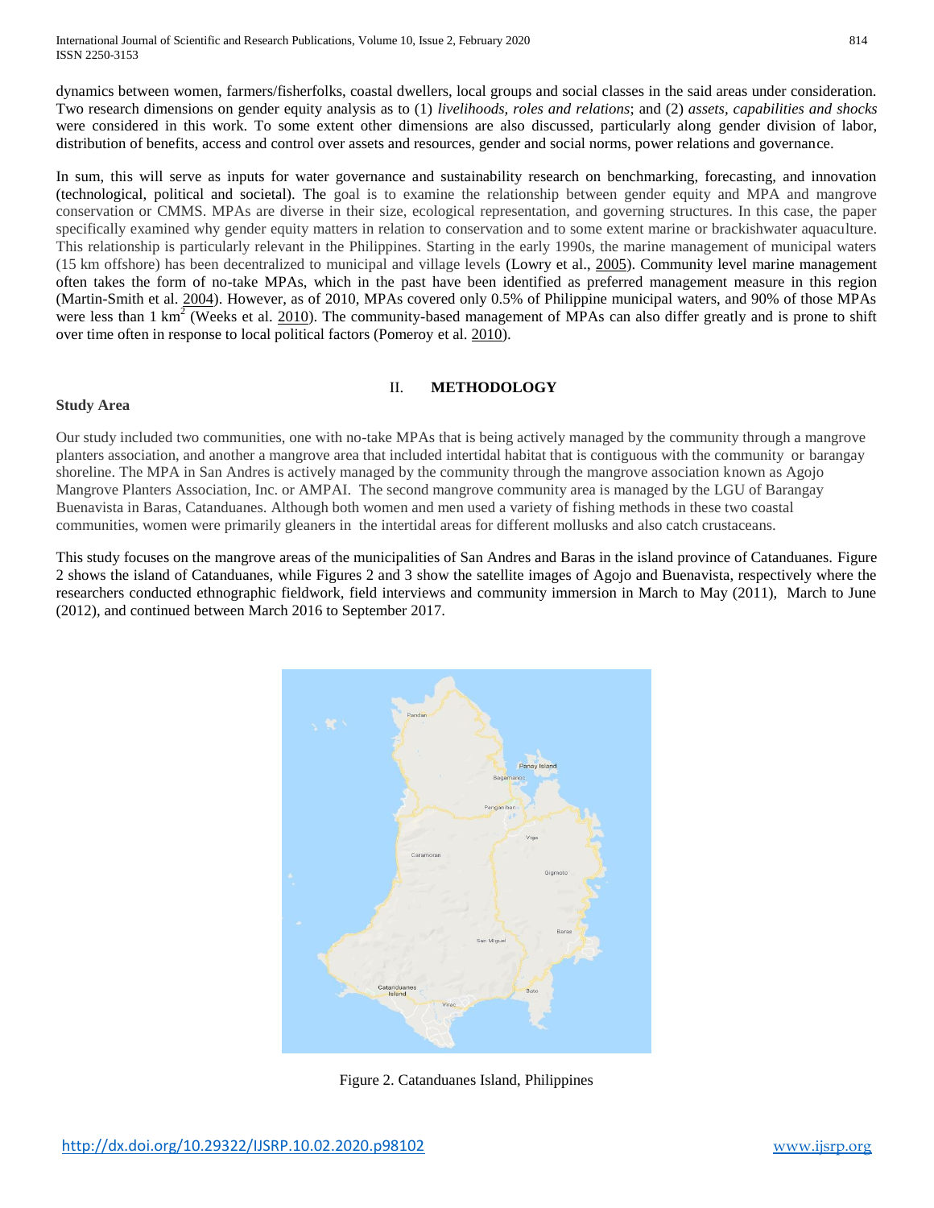dynamics between women, farmers/fisherfolks, coastal dwellers, local groups and social classes in the said areas under consideration. Two research dimensions on gender equity analysis as to (1) *livelihoods, roles and relations*; and (2) *assets, capabilities and shocks* were considered in this work. To some extent other dimensions are also discussed, particularly along gender division of labor, distribution of benefits, access and control over assets and resources, gender and social norms, power relations and governance.

In sum, this will serve as inputs for water governance and sustainability research on benchmarking, forecasting, and innovation (technological, political and societal). The goal is to examine the relationship between gender equity and MPA and mangrove conservation or CMMS. MPAs are diverse in their size, ecological representation, and governing structures. In this case, the paper specifically examined why gender equity matters in relation to conservation and to some extent marine or brackishwater aquaculture. This relationship is particularly relevant in the Philippines. Starting in the early 1990s, the marine management of municipal waters (15 km offshore) has been decentralized to municipal and village levels (Lowry et al., 2005). Community level marine management often takes the form of no-take MPAs, which in the past have been identified as preferred management measure in this region (Martin-Smith et al. 2004). However, as of 2010, MPAs covered only 0.5% of Philippine municipal waters, and 90% of those MPAs were less than 1 $km^2$ (Weeks et al. 2010). The community-based management of MPAs can also differ greatly and is prone to shift over time often in response to local political factors (Pomeroy et al. 2010).

## II. METHODOLOGY

### Study Area

Our study included two communities, one with no-take MPAs that is being actively managed by the community through a mangrove planters association, and another a mangrove area that included intertidal habitat that is contiguous with the community or barangay shoreline. The MPA in San Andres is actively managed by the community through the mangrove association known as Agojo Mangrove Planters Association, Inc. or AMPAI. The second mangrove community area is managed by the LGU of Barangay Buenavista in Baras, Catanduanes. Although both women and men used a variety of fishing methods in these two coastal communities, women were primarily gleaners in the intertidal areas for different mollusks and also catch crustaceans.

This study focuses on the mangrove areas of the municipalities of San Andres and Baras in the island province of Catanduanes. Figure 2 shows the island of Catanduanes, while Figures 2 and 3 show the satellite images of Agojo and Buenavista, respectively where the researchers conducted ethnographic fieldwork, field interviews and community immersion in March to May (2011), March to June (2012), and continued between March 2016 to September 2017.

Figure 2. Catanduanes Island, Philippines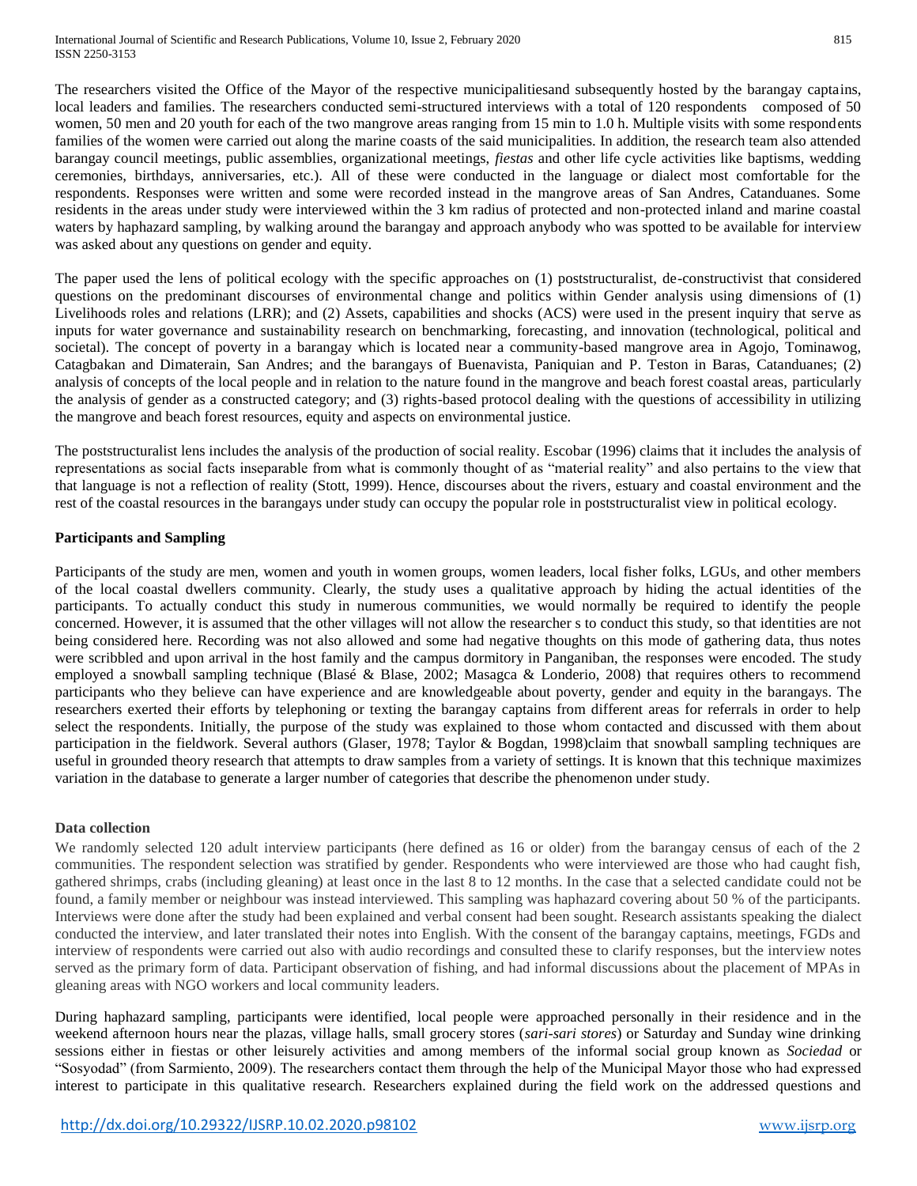The researchers visited the Office of the Mayor of the respective municipalitiesand subsequently hosted by the barangay captains, local leaders and families. The researchers conducted semi-structured interviews with a total of 120 respondents composed of 50 women, 50 men and 20 youth for each of the two mangrove areas ranging from 15 min to 1.0 h. Multiple visits with some respondents families of the women were carried out along the marine coasts of the said municipalities. In addition, the research team also attended barangay council meetings, public assemblies, organizational meetings, *fiestas* and other life cycle activities like baptisms, wedding ceremonies, birthdays, anniversaries, etc.). All of these were conducted in the language or dialect most comfortable for the respondents. Responses were written and some were recorded instead in the mangrove areas of San Andres, Catanduanes. Some residents in the areas under study were interviewed within the 3 km radius of protected and non-protected inland and marine coastal waters by haphazard sampling, by walking around the barangay and approach anybody who was spotted to be available for interview was asked about any questions on gender and equity.

The paper used the lens of political ecology with the specific approaches on (1) poststructuralist, de-constructivist that considered questions on the predominant discourses of environmental change and politics within Gender analysis using dimensions of (1) Livelihoods roles and relations (LRR); and (2) Assets, capabilities and shocks (ACS) were used in the present inquiry that serve as inputs for water governance and sustainability research on benchmarking, forecasting, and innovation (technological, political and societal). The concept of poverty in a barangay which is located near a community-based mangrove area in Agojo, Tominawog, Catagbakan and Dimaterain, San Andres; and the barangays of Buenavista, Paniquian and P. Teston in Baras, Catanduanes; (2) analysis of concepts of the local people and in relation to the nature found in the mangrove and beach forest coastal areas, particularly the analysis of gender as a constructed category; and (3) rights-based protocol dealing with the questions of accessibility in utilizing the mangrove and beach forest resources, equity and aspects on environmental justice.

The poststructuralist lens includes the analysis of the production of social reality. Escobar (1996) claims that it includes the analysis of representations as social facts inseparable from what is commonly thought of as "material reality" and also pertains to the view that that language is not a reflection of reality (Stott, 1999). Hence, discourses about the rivers, estuary and coastal environment and the rest of the coastal resources in the barangays under study can occupy the popular role in poststructuralist view in political ecology.

**Participants and Sampling**

Participants of the study are men, women and youth in women groups, women leaders, local fisher folks, LGUs, and other members of the local coastal dwellers community. Clearly, the study uses a qualitative approach by hiding the actual identities of the participants. To actually conduct this study in numerous communities, we would normally be required to identify the people concerned. However, it is assumed that the other villages will not allow the researcher s to conduct this study, so that identities are not being considered here. Recording was not also allowed and some had negative thoughts on this mode of gathering data, thus notes were scribbled and upon arrival in the host family and the campus dormitory in Panganiban, the responses were encoded. The study employed a snowball sampling technique (Blasé & Blase, 2002; Masagca & Londerio, 2008) that requires others to recommend participants who they believe can have experience and are knowledgeable about poverty, gender and equity in the barangays. The researchers exerted their efforts by telephoning or texting the barangay captains from different areas for referrals in order to help select the respondents. Initially, the purpose of the study was explained to those whom contacted and discussed with them about participation in the fieldwork. Several authors (Glaser, 1978; Taylor & Bogdan, 1998)claim that snowball sampling techniques are useful in grounded theory research that attempts to draw samples from a variety of settings. It is known that this technique maximizes variation in the database to generate a larger number of categories that describe the phenomenon under study.

**Data collection**

We randomly selected 120 adult interview participants (here defined as 16 or older) from the barangay census of each of the 2 communities. The respondent selection was stratified by gender. Respondents who were interviewed are those who had caught fish, gathered shrimps, crabs (including gleaning) at least once in the last 8 to 12 months. In the case that a selected candidate could not be found, a family member or neighbour was instead interviewed. This sampling was haphazard covering about 50 % of the participants. Interviews were done after the study had been explained and verbal consent had been sought. Research assistants speaking the dialect conducted the interview, and later translated their notes into English. With the consent of the barangay captains, meetings, FGDs and interview of respondents were carried out also with audio recordings and consulted these to clarify responses, but the interview notes served as the primary form of data. Participant observation of fishing, and had informal discussions about the placement of MPAs in gleaning areas with NGO workers and local community leaders.

During haphazard sampling, participants were identified, local people were approached personally in their residence and in the weekend afternoon hours near the plazas, village halls, small grocery stores (*sari-sari stores*) or Saturday and Sunday wine drinking sessions either in fiestas or other leisurely activities and among members of the informal social group known as *Sociedad* or "Sosyodad" (from Sarmiento, 2009). The researchers contact them through the help of the Municipal Mayor those who had expressed interest to participate in this qualitative research. Researchers explained during the field work on the addressed questions and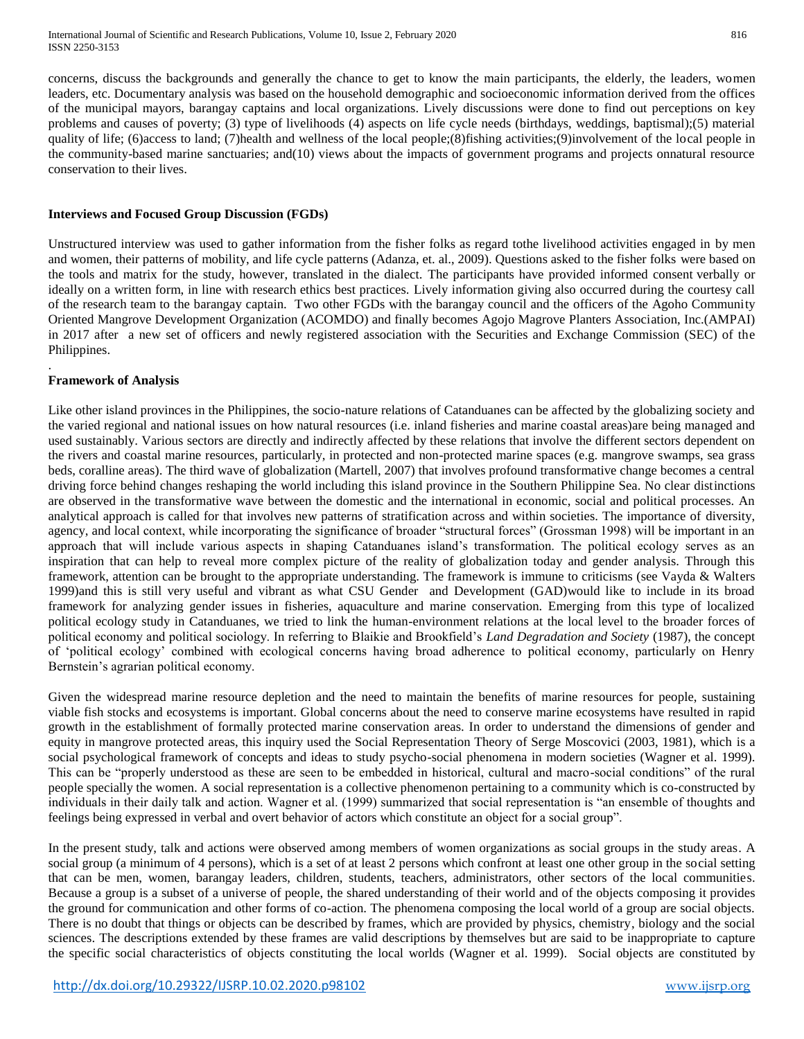concerns, discuss the backgrounds and generally the chance to get to know the main participants, the elderly, the leaders, women leaders, etc. Documentary analysis was based on the household demographic and socioeconomic information derived from the offices of the municipal mayors, barangay captains and local organizations. Lively discussions were done to find out perceptions on key problems and causes of poverty; (3) type of livelihoods (4) aspects on life cycle needs (birthdays, weddings, baptismal);(5) material quality of life; (6)access to land; (7)health and wellness of the local people;(8)fishing activities;(9)involvement of the local people in the community-based marine sanctuaries; and(10) views about the impacts of government programs and projects onnatural resource conservation to their lives.

**Interviews and Focused Group Discussion (FGDs)**

Unstructured interview was used to gather information from the fisher folks as regard tothe livelihood activities engaged in by men and women, their patterns of mobility, and life cycle patterns (Adanza, et. al., 2009). Questions asked to the fisher folks were based on the tools and matrix for the study, however, translated in the dialect. The participants have provided informed consent verbally or ideally on a written form, in line with research ethics best practices. Lively information giving also occurred during the courtesy call of the research team to the barangay captain. Two other FGDs with the barangay council and the officers of the Agoho Community Oriented Mangrove Development Organization (ACOMDO) and finally becomes Agojo Magrove Planters Association, Inc.(AMPAI) in 2017 after a new set of officers and newly registered association with the Securities and Exchange Commission (SEC) of the Philippines.

.

**Framework of Analysis**

Like other island provinces in the Philippines, the socio-nature relations of Catanduanes can be affected by the globalizing society and the varied regional and national issues on how natural resources (i.e. inland fisheries and marine coastal areas)are being managed and used sustainably. Various sectors are directly and indirectly affected by these relations that involve the different sectors dependent on the rivers and coastal marine resources, particularly, in protected and non-protected marine spaces (e.g. mangrove swamps, sea grass beds, coralline areas). The third wave of globalization (Martell, 2007) that involves profound transformative change becomes a central driving force behind changes reshaping the world including this island province in the Southern Philippine Sea. No clear distinctions are observed in the transformative wave between the domestic and the international in economic, social and political processes. An analytical approach is called for that involves new patterns of stratification across and within societies. The importance of diversity, agency, and local context, while incorporating the significance of broader "structural forces" (Grossman 1998) will be important in an approach that will include various aspects in shaping Catanduanes island's transformation. The political ecology serves as an inspiration that can help to reveal more complex picture of the reality of globalization today and gender analysis. Through this framework, attention can be brought to the appropriate understanding. The framework is immune to criticisms (see Vayda & Walters 1999)and this is still very useful and vibrant as what CSU Gender and Development (GAD)would like to include in its broad framework for analyzing gender issues in fisheries, aquaculture and marine conservation. Emerging from this type of localized political ecology study in Catanduanes, we tried to link the human-environment relations at the local level to the broader forces of political economy and political sociology. In referring to Blaikie and Brookfield's *Land Degradation and Society* (1987), the concept of 'political ecology' combined with ecological concerns having broad adherence to political economy, particularly on Henry Bernstein's agrarian political economy.

Given the widespread marine resource depletion and the need to maintain the benefits of marine resources for people, sustaining viable fish stocks and ecosystems is important. Global concerns about the need to conserve marine ecosystems have resulted in rapid growth in the establishment of formally protected marine conservation areas. In order to understand the dimensions of gender and equity in mangrove protected areas, this inquiry used the Social Representation Theory of Serge Moscovici (2003, 1981), which is a social psychological framework of concepts and ideas to study psycho-social phenomena in modern societies (Wagner et al. 1999). This can be "properly understood as these are seen to be embedded in historical, cultural and macro-social conditions" of the rural people specially the women. A social representation is a collective phenomenon pertaining to a community which is co-constructed by individuals in their daily talk and action. Wagner et al. (1999) summarized that social representation is "an ensemble of thoughts and feelings being expressed in verbal and overt behavior of actors which constitute an object for a social group".

In the present study, talk and actions were observed among members of women organizations as social groups in the study areas. A social group (a minimum of 4 persons), which is a set of at least 2 persons which confront at least one other group in the social setting that can be men, women, barangay leaders, children, students, teachers, administrators, other sectors of the local communities. Because a group is a subset of a universe of people, the shared understanding of their world and of the objects composing it provides the ground for communication and other forms of co-action. The phenomena composing the local world of a group are social objects. There is no doubt that things or objects can be described by frames, which are provided by physics, chemistry, biology and the social sciences. The descriptions extended by these frames are valid descriptions by themselves but are said to be inappropriate to capture the specific social characteristics of objects constituting the local worlds (Wagner et al. 1999). Social objects are constituted by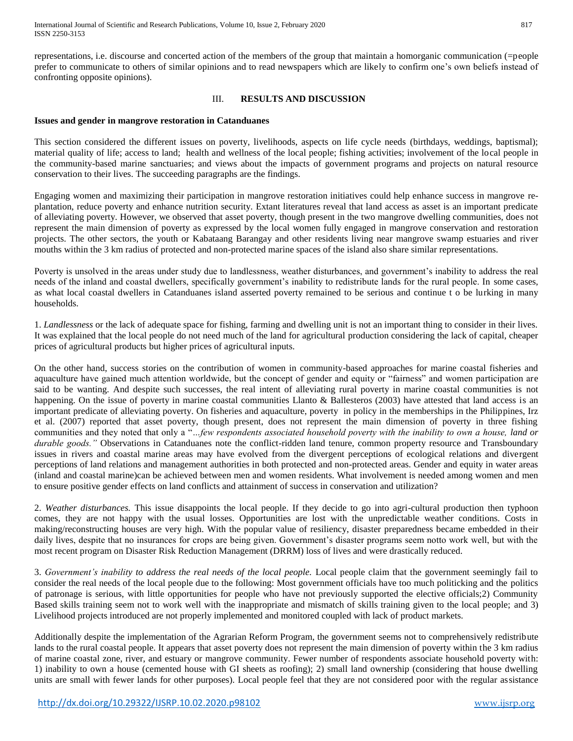representations, i.e. discourse and concerted action of the members of the group that maintain a homorganic communication (=people prefer to communicate to others of similar opinions and to read newspapers which are likely to confirm one's own beliefs instead of confronting opposite opinions).

## III. RESULTS AND DISCUSSION

**Issues and gender in mangrove restoration in Catanduanes**

This section considered the different issues on poverty, livelihoods, aspects on life cycle needs (birthdays, weddings, baptismal); material quality of life; access to land; health and wellness of the local people; fishing activities; involvement of the local people in the community-based marine sanctuaries; and views about the impacts of government programs and projects on natural resource conservation to their lives. The succeeding paragraphs are the findings.

Engaging women and maximizing their participation in mangrove restoration initiatives could help enhance success in mangrove re-plantation, reduce poverty and enhance nutrition security. Extant literatures reveal that land access as asset is an important predicate of alleviating poverty. However, we observed that asset poverty, though present in the two mangrove dwelling communities, does not represent the main dimension of poverty as expressed by the local women fully engaged in mangrove conservation and restoration projects. The other sectors, the youth or Kabataang Barangay and other residents living near mangrove swamp estuaries and river mouths within the 3 km radius of protected and non-protected marine spaces of the island also share similar representations.

Poverty is unsolved in the areas under study due to landlessness, weather disturbances, and government's inability to address the real needs of the inland and coastal dwellers, specifically government's inability to redistribute lands for the rural people. In some cases, as what local coastal dwellers in Catanduanes island asserted poverty remained to be serious and continue t o be lurking in many households.

1. *Landlessness* or the lack of adequate space for fishing, farming and dwelling unit is not an important thing to consider in their lives. It was explained that the local people do not need much of the land for agricultural production considering the lack of capital, cheaper prices of agricultural products but higher prices of agricultural inputs.

On the other hand, success stories on the contribution of women in community-based approaches for marine coastal fisheries and aquaculture have gained much attention worldwide, but the concept of gender and equity or "fairness" and women participation are said to be wanting. And despite such successes, the real intent of alleviating rural poverty in marine coastal communities is not happening. On the issue of poverty in marine coastal communities Llanto & Ballesteros (2003) have attested that land access is an important predicate of alleviating poverty. On fisheries and aquaculture, poverty in policy in the memberships in the Philippines, Irz et al. (2007) reported that asset poverty, though present, does not represent the main dimension of poverty in three fishing communities and they noted that only a "*...few respondents associated household poverty with the inability to own a house, land or durable goods."* Observations in Catanduanes note the conflict-ridden land tenure, common property resource and Transboundary issues in rivers and coastal marine areas may have evolved from the divergent perceptions of ecological relations and divergent perceptions of land relations and management authorities in both protected and non-protected areas. Gender and equity in water areas (inland and coastal marine)can be achieved between men and women residents. What involvement is needed among women and men to ensure positive gender effects on land conflicts and attainment of success in conservation and utilization?

2. *Weather disturbances.* This issue disappoints the local people. If they decide to go into agri-cultural production then typhoon comes, they are not happy with the usual losses. Opportunities are lost with the unpredictable weather conditions. Costs in making/reconstructing houses are very high. With the popular value of resiliency, disaster preparedness became embedded in their daily lives, despite that no insurances for crops are being given. Government's disaster programs seem notto work well, but with the most recent program on Disaster Risk Reduction Management (DRRM) loss of lives and were drastically reduced.

3. *Government's inability to address the real needs of the local people.* Local people claim that the government seemingly fail to consider the real needs of the local people due to the following: Most government officials have too much politicking and the politics of patronage is serious, with little opportunities for people who have not previously supported the elective officials;2) Community Based skills training seem not to work well with the inappropriate and mismatch of skills training given to the local people; and 3) Livelihood projects introduced are not properly implemented and monitored coupled with lack of product markets.

Additionally despite the implementation of the Agrarian Reform Program, the government seems not to comprehensively redistribute lands to the rural coastal people. It appears that asset poverty does not represent the main dimension of poverty within the 3 km radius of marine coastal zone, river, and estuary or mangrove community. Fewer number of respondents associate household poverty with: 1) inability to own a house (cemented house with GI sheets as roofing); 2) small land ownership (considering that house dwelling units are small with fewer lands for other purposes). Local people feel that they are not considered poor with the regular assistance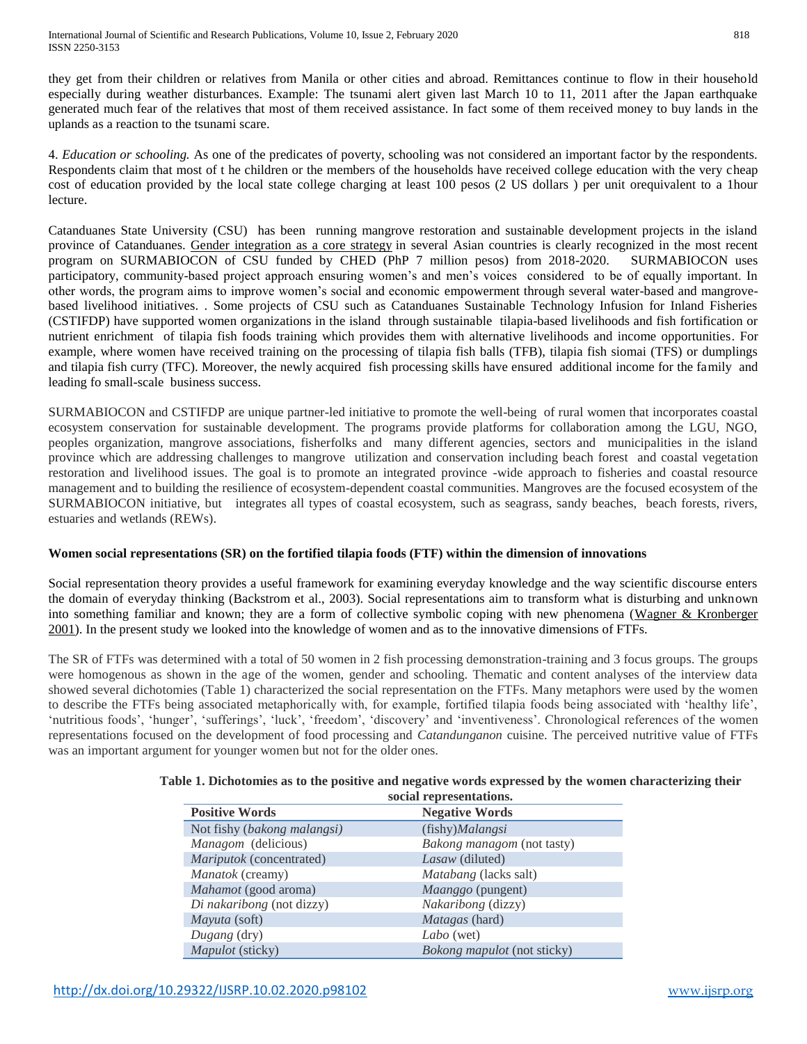they get from their children or relatives from Manila or other cities and abroad. Remittances continue to flow in their household especially during weather disturbances. Example: The tsunami alert given last March 10 to 11, 2011 after the Japan earthquake generated much fear of the relatives that most of them received assistance. In fact some of them received money to buy lands in the uplands as a reaction to the tsunami scare.

4. *Education or schooling.* As one of the predicates of poverty, schooling was not considered an important factor by the respondents. Respondents claim that most of t he children or the members of the households have received college education with the very cheap cost of education provided by the local state college charging at least 100 pesos (2 US dollars ) per unit orequivalent to a 1hour lecture.

Catanduanes State University (CSU) has been running mangrove restoration and sustainable development projects in the island province of Catanduanes. Gender integration as a core strategy in several Asian countries is clearly recognized in the most recent program on SURMABIOCON of CSU funded by CHED (PhP 7 million pesos) from 2018-2020. SURMABIOCON uses participatory, community-based project approach ensuring women's and men's voices considered to be of equally important. In other words, the program aims to improve women's social and economic empowerment through several water-based and mangrove-based livelihood initiatives. . Some projects of CSU such as Catanduanes Sustainable Technology Infusion for Inland Fisheries (CSTIFDP) have supported women organizations in the island through sustainable tilapia-based livelihoods and fish fortification or nutrient enrichment of tilapia fish foods training which provides them with alternative livelihoods and income opportunities. For example, where women have received training on the processing of tilapia fish balls (TFB), tilapia fish siomai (TFS) or dumplings and tilapia fish curry (TFC). Moreover, the newly acquired fish processing skills have ensured additional income for the family and leading fo small-scale business success.

SURMABIOCON and CSTIFDP are unique partner-led initiative to promote the well-being of rural women that incorporates coastal ecosystem conservation for sustainable development. The programs provide platforms for collaboration among the LGU, NGO, peoples organization, mangrove associations, fisherfolks and many different agencies, sectors and municipalities in the island province which are addressing challenges to mangrove utilization and conservation including beach forest and coastal vegetation restoration and livelihood issues. The goal is to promote an integrated province -wide approach to fisheries and coastal resource management and to building the resilience of ecosystem-dependent coastal communities. Mangroves are the focused ecosystem of the SURMABIOCON initiative, but integrates all types of coastal ecosystem, such as seagrass, sandy beaches, beach forests, rivers, estuaries and wetlands (REWs).

**Women social representations (SR) on the fortified tilapia foods (FTF) within the dimension of innovations**

Social representation theory provides a useful framework for examining everyday knowledge and the way scientific discourse enters the domain of everyday thinking (Backstrom et al., 2003). Social representations aim to transform what is disturbing and unknown into something familiar and known; they are a form of collective symbolic coping with new phenomena (Wagner & Kronberger 2001). In the present study we looked into the knowledge of women and as to the innovative dimensions of FTFs.

The SR of FTFs was determined with a total of 50 women in 2 fish processing demonstration-training and 3 focus groups. The groups were homogenous as shown in the age of the women, gender and schooling. Thematic and content analyses of the interview data showed several dichotomies (Table 1) characterized the social representation on the FTFs. Many metaphors were used by the women to describe the FTFs being associated metaphorically with, for example, fortified tilapia foods being associated with 'healthy life', 'nutritious foods', 'hunger', 'sufferings', 'luck', 'freedom', 'discovery' and 'inventiveness'. Chronological references of the women representations focused on the development of food processing and *Catandunganon* cuisine. The perceived nutritive value of FTFs was an important argument for younger women but not for the older ones.

**Table 1. Dichotomies as to the positive and negative words expressed by the women characterizing their social representations.**

| Positive Words | Negative Words |
|---|---|
| Not fishy (*bakong malangsi*) | (fishy)*Malangsi* |
| *Managom* (delicious) | *Bakong managom* (not tasty) |
| *Mariputok* (concentrated) | *Lasaw* (diluted) |
| *Manatok* (creamy) | *Matabang* (lacks salt) |
| *Mahamot* (good aroma) | *Maanggo* (pungent) |
| *Di nakaribong* (not dizzy) | *Nakaribong* (dizzy) |
| *Mayuta* (soft) | *Matagas* (hard) |
| *Dugang* (dry) | *Labo* (wet) |
| *Mapulot* (sticky) | *Bokong mapulot* (not sticky) |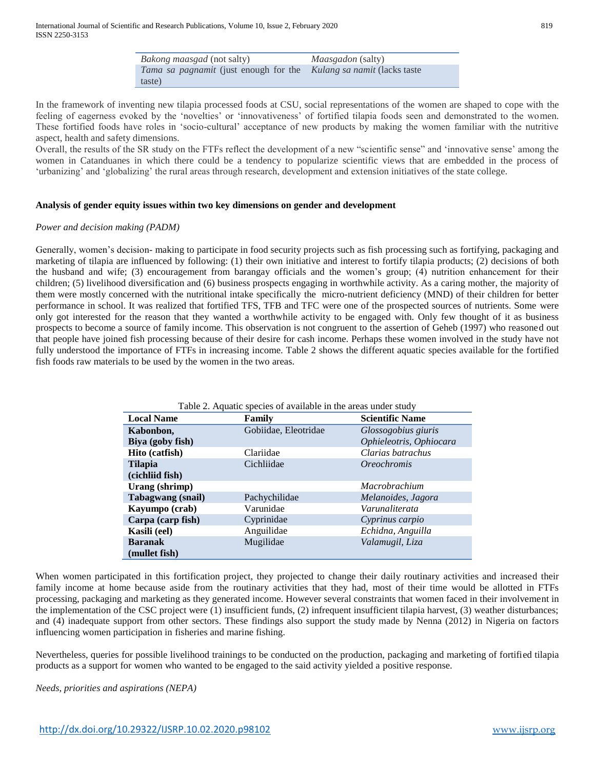| | |
|---|---|
| *Bakong maasgad* (not salty) | *Maasgadon* (salty) |
| *Tama sa pagnamit* (just enough for the taste) | *Kulang sa namit* (lacks taste |

In the framework of inventing new tilapia processed foods at CSU, social representations of the women are shaped to cope with the feeling of eagerness evoked by the 'novelties' or 'innovativeness' of fortified tilapia foods seen and demonstrated to the women. These fortified foods have roles in 'socio-cultural' acceptance of new products by making the women familiar with the nutritive aspect, health and safety dimensions.

Overall, the results of the SR study on the FTFs reflect the development of a new "scientific sense" and 'innovative sense' among the women in Catanduanes in which there could be a tendency to popularize scientific views that are embedded in the process of 'urbanizing' and 'globalizing' the rural areas through research, development and extension initiatives of the state college.

**Analysis of gender equity issues within two key dimensions on gender and development**

*Power and decision making (PADM)*

Generally, women's decision- making to participate in food security projects such as fish processing such as fortifying, packaging and marketing of tilapia are influenced by following: (1) their own initiative and interest to fortify tilapia products; (2) decisions of both the husband and wife; (3) encouragement from barangay officials and the women's group; (4) nutrition enhancement for their children; (5) livelihood diversification and (6) business prospects engaging in worthwhile activity. As a caring mother, the majority of them were mostly concerned with the nutritional intake specifically the micro-nutrient deficiency (MND) of their children for better performance in school. It was realized that fortified TFS, TFB and TFC were one of the prospected sources of nutrients. Some were only got interested for the reason that they wanted a worthwhile activity to be engaged with. Only few thought of it as business prospects to become a source of family income. This observation is not congruent to the assertion of Geheb (1997) who reasoned out that people have joined fish processing because of their desire for cash income. Perhaps these women involved in the study have not fully understood the importance of FTFs in increasing income. Table 2 shows the different aquatic species available for the fortified fish foods raw materials to be used by the women in the two areas.

Table 2. Aquatic species of available in the areas under study

| Local Name | Family | Scientific Name |
|---|---|---|
| **Kabonbon, Biya (goby fish)** | Gobiidae, Eleotridae | *Glossogobius giuris Ophieleotris, Ophiocara* |
| **Hito (catfish)** | Clariidae | *Clarias batrachus* |
| **Tilapia (cichliid fish)** | Cichliidae | *Oreochromis* |
| **Urang (shrimp)** | | *Macrobrachium* |
| **Tabagwang (snail)** | Pachychilidae | *Melanoides, Jagora* |
| **Kayumpo (crab)** | Varunidae | *Varunaliterata* |
| **Carpa (carp fish)** | Cyprinidae | *Cyprinus carpio* |
| **Kasili (eel)** | Anguilidae | *Echidna, Anguilla* |
| **Baranak (mullet fish)** | Mugilidae | *Valamugil, Liza* |

When women participated in this fortification project, they projected to change their daily routinary activities and increased their family income at home because aside from the routinary activities that they had, most of their time would be allotted in FTFs processing, packaging and marketing as they generated income. However several constraints that women faced in their involvement in the implementation of the CSC project were (1) insufficient funds, (2) infrequent insufficient tilapia harvest, (3) weather disturbances; and (4) inadequate support from other sectors. These findings also support the study made by Nenna (2012) in Nigeria on factors influencing women participation in fisheries and marine fishing.

Nevertheless, queries for possible livelihood trainings to be conducted on the production, packaging and marketing of fortified tilapia products as a support for women who wanted to be engaged to the said activity yielded a positive response.

*Needs, priorities and aspirations (NEPA)*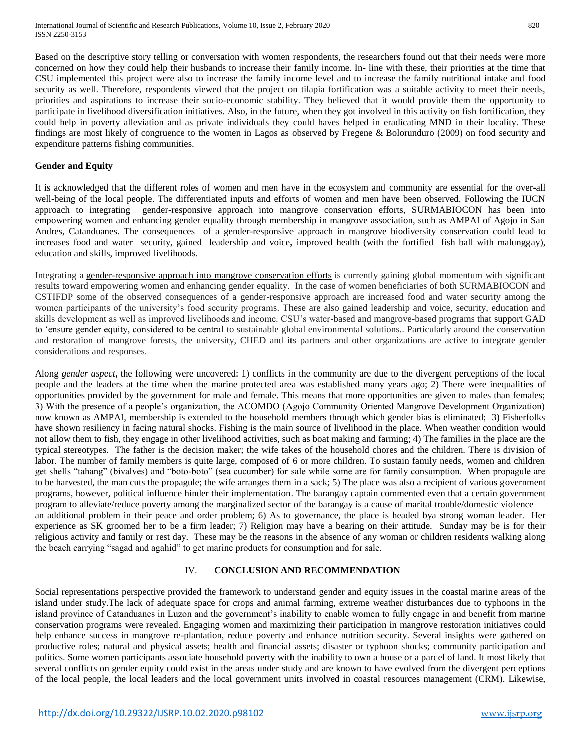Based on the descriptive story telling or conversation with women respondents, the researchers found out that their needs were more concerned on how they could help their husbands to increase their family income. In- line with these, their priorities at the time that CSU implemented this project were also to increase the family income level and to increase the family nutritional intake and food security as well. Therefore, respondents viewed that the project on tilapia fortification was a suitable activity to meet their needs, priorities and aspirations to increase their socio-economic stability. They believed that it would provide them the opportunity to participate in livelihood diversification initiatives. Also, in the future, when they got involved in this activity on fish fortification, they could help in poverty alleviation and as private individuals they could haves helped in eradicating MND in their locality. These findings are most likely of congruence to the women in Lagos as observed by Fregene & Bolorunduro (2009) on food security and expenditure patterns fishing communities.

**Gender and Equity**

It is acknowledged that the different roles of women and men have in the ecosystem and community are essential for the over-all well-being of the local people. The differentiated inputs and efforts of women and men have been observed. Following the IUCN approach to integrating gender-responsive approach into mangrove conservation efforts, SURMABIOCON has been into empowering women and enhancing gender equality through membership in mangrove association, such as AMPAI of Agojo in San Andres, Catanduanes. The consequences of a gender-responsive approach in mangrove biodiversity conservation could lead to increases food and water security, gained leadership and voice, improved health (with the fortified fish ball with malunggay), education and skills, improved livelihoods.

Integrating a gender-responsive approach into mangrove conservation efforts is currently gaining global momentum with significant results toward empowering women and enhancing gender equality. In the case of women beneficiaries of both SURMABIOCON and CSTIFDP some of the observed consequences of a gender-responsive approach are increased food and water security among the women participants of the university's food security programs. These are also gained leadership and voice, security, education and skills development as well as improved livelihoods and income. CSU's water-based and mangrove-based programs that support GAD to 'ensure gender equity, considered to be central to sustainable global environmental solutions.. Particularly around the conservation and restoration of mangrove forests, the university, CHED and its partners and other organizations are active to integrate gender considerations and responses.

Along *gender aspect*, the following were uncovered: 1) conflicts in the community are due to the divergent perceptions of the local people and the leaders at the time when the marine protected area was established many years ago; 2) There were inequalities of opportunities provided by the government for male and female. This means that more opportunities are given to males than females; 3) With the presence of a people's organization, the ACOMDO (Agojo Community Oriented Mangrove Development Organization) now known as AMPAI, membership is extended to the household members through which gender bias is eliminated; 3) Fisherfolks have shown resiliency in facing natural shocks. Fishing is the main source of livelihood in the place. When weather condition would not allow them to fish, they engage in other livelihood activities, such as boat making and farming; 4) The families in the place are the typical stereotypes. The father is the decision maker; the wife takes of the household chores and the children. There is division of labor. The number of family members is quite large, composed of 6 or more children. To sustain family needs, women and children get shells "tahang" (bivalves) and "boto-boto" (sea cucumber) for sale while some are for family consumption. When propagule are to be harvested, the man cuts the propagule; the wife arranges them in a sack; 5) The place was also a recipient of various government programs, however, political influence hinder their implementation. The barangay captain commented even that a certain government program to alleviate/reduce poverty among the marginalized sector of the barangay is a cause of marital trouble/domestic violence — an additional problem in their peace and order problem; 6) As to governance, the place is headed bya strong woman leader. Her experience as SK groomed her to be a firm leader; 7) Religion may have a bearing on their attitude. Sunday may be is for their religious activity and family or rest day. These may be the reasons in the absence of any woman or children residents walking along the beach carrying "sagad and agahid" to get marine products for consumption and for sale.

## IV. CONCLUSION AND RECOMMENDATION

Social representations perspective provided the framework to understand gender and equity issues in the coastal marine areas of the island under study.The lack of adequate space for crops and animal farming, extreme weather disturbances due to typhoons in the island province of Catanduanes in Luzon and the government's inability to enable women to fully engage in and benefit from marine conservation programs were revealed. Engaging women and maximizing their participation in mangrove restoration initiatives could help enhance success in mangrove re-plantation, reduce poverty and enhance nutrition security. Several insights were gathered on productive roles; natural and physical assets; health and financial assets; disaster or typhoon shocks; community participation and politics. Some women participants associate household poverty with the inability to own a house or a parcel of land. It most likely that several conflicts on gender equity could exist in the areas under study and are known to have evolved from the divergent perceptions of the local people, the local leaders and the local government units involved in coastal resources management (CRM). Likewise,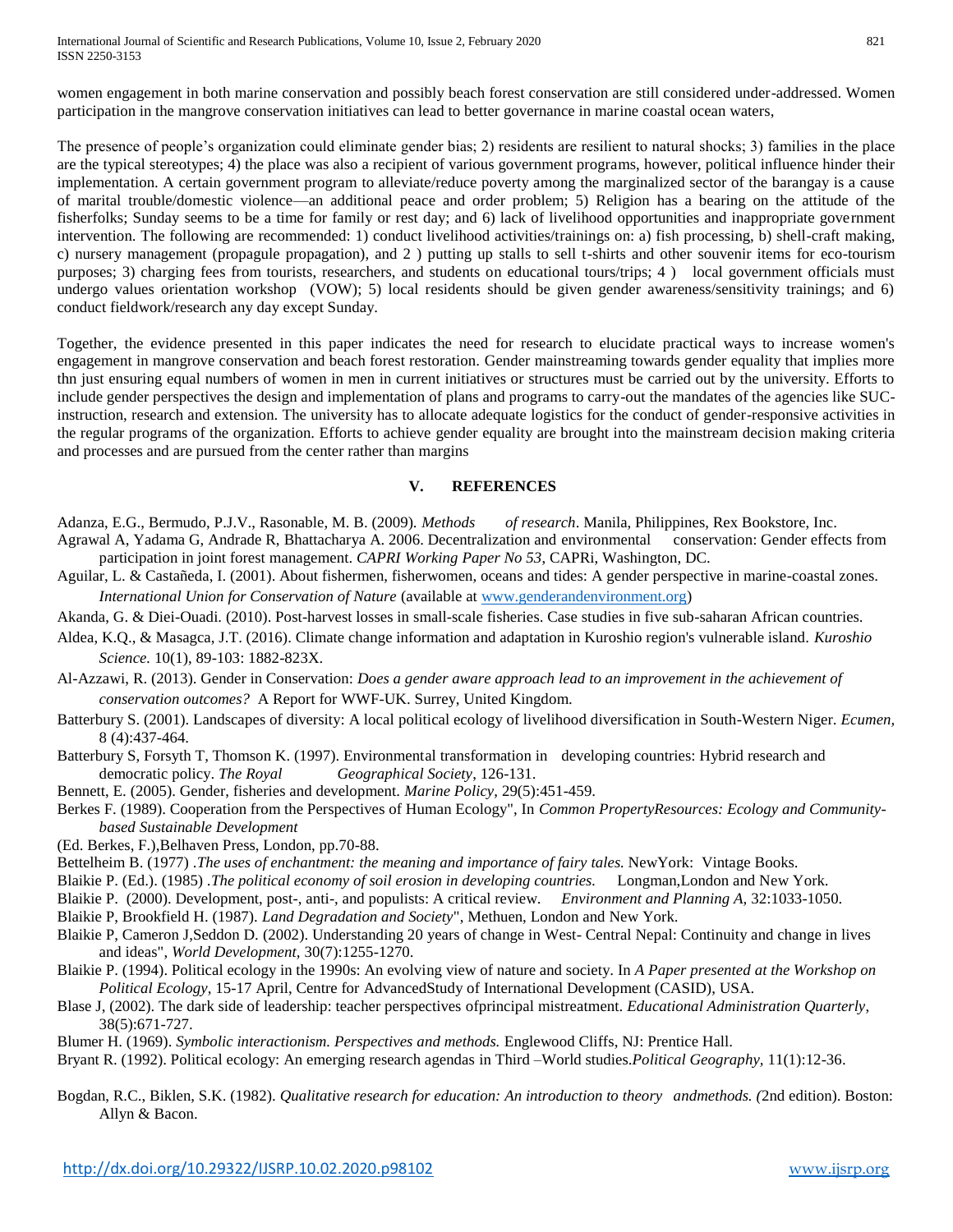women engagement in both marine conservation and possibly beach forest conservation are still considered under-addressed. Women participation in the mangrove conservation initiatives can lead to better governance in marine coastal ocean waters,

The presence of people's organization could eliminate gender bias; 2) residents are resilient to natural shocks; 3) families in the place are the typical stereotypes; 4) the place was also a recipient of various government programs, however, political influence hinder their implementation. A certain government program to alleviate/reduce poverty among the marginalized sector of the barangay is a cause of marital trouble/domestic violence—an additional peace and order problem; 5) Religion has a bearing on the attitude of the fisherfolks; Sunday seems to be a time for family or rest day; and 6) lack of livelihood opportunities and inappropriate government intervention. The following are recommended: 1) conduct livelihood activities/trainings on: a) fish processing, b) shell-craft making, c) nursery management (propagule propagation), and 2 ) putting up stalls to sell t-shirts and other souvenir items for eco-tourism purposes; 3) charging fees from tourists, researchers, and students on educational tours/trips; 4 ) local government officials must undergo values orientation workshop (VOW); 5) local residents should be given gender awareness/sensitivity trainings; and 6) conduct fieldwork/research any day except Sunday.

Together, the evidence presented in this paper indicates the need for research to elucidate practical ways to increase women's engagement in mangrove conservation and beach forest restoration. Gender mainstreaming towards gender equality that implies more thn just ensuring equal numbers of women in men in current initiatives or structures must be carried out by the university. Efforts to include gender perspectives the design and implementation of plans and programs to carry-out the mandates of the agencies like SUC-instruction, research and extension. The university has to allocate adequate logistics for the conduct of gender-responsive activities in the regular programs of the organization. Efforts to achieve gender equality are brought into the mainstream decision making criteria and processes and are pursued from the center rather than margins

## V. REFERENCES

Adanza, E.G., Bermudo, P.J.V., Rasonable, M. B. (2009). *Methods of research*. Manila, Philippines, Rex Bookstore, Inc.

Agrawal A, Yadama G, Andrade R, Bhattacharya A. 2006. Decentralization and environmental conservation: Gender effects from participation in joint forest management. *CAPRI Working Paper No 53*, CAPRi, Washington, DC.

Aguilar, L. & Castañeda, I. (2001). About fishermen, fisherwomen, oceans and tides: A gender perspective in marine-coastal zones. *International Union for Conservation of Nature* (available at www.genderandenvironment.org)

Akanda, G. & Diei-Ouadi. (2010). Post-harvest losses in small-scale fisheries. Case studies in five sub-saharan African countries.

Aldea, K.Q., & Masagca, J.T. (2016). Climate change information and adaptation in Kuroshio region's vulnerable island. *Kuroshio Science.* 10(1), 89-103: 1882-823X.

Al-Azzawi, R. (2013). Gender in Conservation: *Does a gender aware approach lead to an improvement in the achievement of conservation outcomes?* A Report for WWF-UK. Surrey, United Kingdom.

Batterbury S. (2001). Landscapes of diversity: A local political ecology of livelihood diversification in South-Western Niger. *Ecumen,* 8 (4):437-464.

Batterbury S, Forsyth T, Thomson K. (1997). Environmental transformation in developing countries: Hybrid research and democratic policy. *The Royal Geographical Society*, 126-131.

Bennett, E. (2005). Gender, fisheries and development. *Marine Policy*, 29(5):451-459.

Berkes F. (1989). Cooperation from the Perspectives of Human Ecology", In *Common PropertyResources: Ecology and Community-based Sustainable Development*

(Ed. Berkes, F.),Belhaven Press, London, pp.70-88.

Bettelheim B. (1977) .*The uses of enchantment: the meaning and importance of fairy tales.* NewYork: Vintage Books.

Blaikie P. (Ed.). (1985) .*The political economy of soil erosion in developing countries.* Longman,London and New York.

Blaikie P. (2000). Development, post-, anti-, and populists: A critical review. *Environment and Planning A,* 32:1033-1050.

Blaikie P, Brookfield H. (1987). *Land Degradation and Society*", Methuen, London and New York.

Blaikie P, Cameron J,Seddon D. (2002). Understanding 20 years of change in West- Central Nepal: Continuity and change in lives and ideas", *World Development,* 30(7):1255-1270.

Blaikie P. (1994). Political ecology in the 1990s: An evolving view of nature and society. In *A Paper presented at the Workshop on Political Ecology*, 15-17 April, Centre for AdvancedStudy of International Development (CASID), USA.

Blase J, (2002). The dark side of leadership: teacher perspectives ofprincipal mistreatment. *Educational Administration Quarterly,* 38(5):671-727.

Blumer H. (1969). *Symbolic interactionism. Perspectives and methods.* Englewood Cliffs, NJ: Prentice Hall.

Bryant R. (1992). Political ecology: An emerging research agendas in Third –World studies.*Political Geography,* 11(1):12-36.

Bogdan, R.C., Biklen, S.K. (1982). *Qualitative research for education: An introduction to theory andmethods. (*2nd edition). Boston: Allyn & Bacon.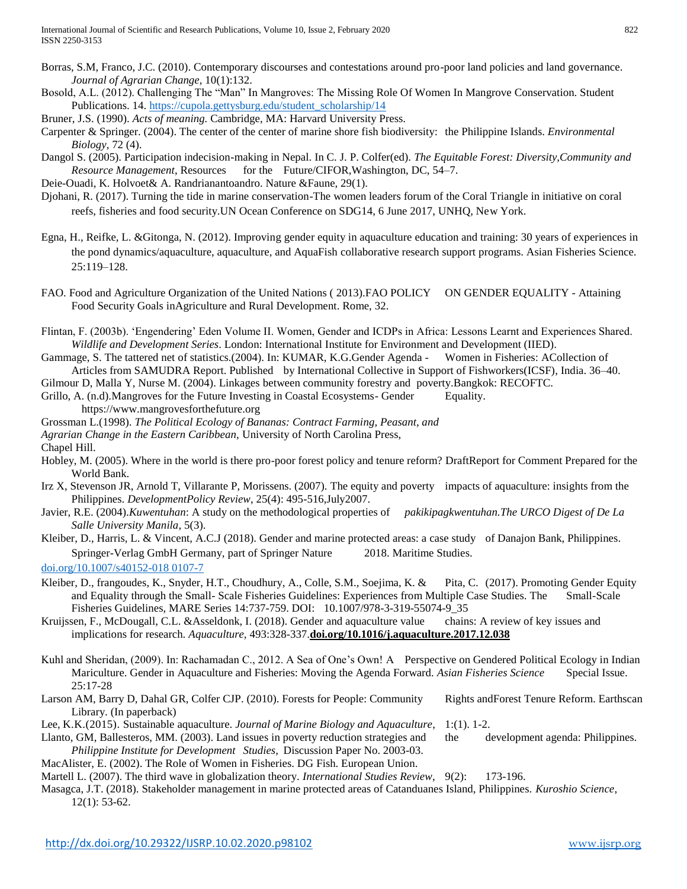Borras, S.M, Franco, J.C. (2010). Contemporary discourses and contestations around pro-poor land policies and land governance. *Journal of Agrarian Change*, 10(1):132.

Bosold, A.L. (2012). Challenging The "Man" In Mangroves: The Missing Role Of Women In Mangrove Conservation. Student Publications. 14. https://cupola.gettysburg.edu/student_scholarship/14

Bruner, J.S. (1990). *Acts of meaning.* Cambridge, MA: Harvard University Press.

Carpenter & Springer. (2004). The center of the center of marine shore fish biodiversity: the Philippine Islands. *Environmental Biology*, 72 (4).

Dangol S. (2005). Participation indecision-making in Nepal. In C. J. P. Colfer(ed). *The Equitable Forest: Diversity,Community and Resource Management*, Resources for the Future/CIFOR,Washington, DC, 54–7.

Deie-Ouadi, K. Holvoet& A. Randrianantoandro. Nature &Faune, 29(1).

Djohani, R. (2017). Turning the tide in marine conservation-The women leaders forum of the Coral Triangle in initiative on coral reefs, fisheries and food security.UN Ocean Conference on SDG14, 6 June 2017, UNHQ, New York.

Egna, H., Reifke, L. &Gitonga, N. (2012). Improving gender equity in aquaculture education and training: 30 years of experiences in the pond dynamics/aquaculture, aquaculture, and AquaFish collaborative research support programs. Asian Fisheries Science. 25:119–128.

FAO. Food and Agriculture Organization of the United Nations ( 2013).FAO POLICY ON GENDER EQUALITY - Attaining Food Security Goals inAgriculture and Rural Development. Rome, 32.

Flintan, F. (2003b). 'Engendering' Eden Volume II. Women, Gender and ICDPs in Africa: Lessons Learnt and Experiences Shared. *Wildlife and Development Series*. London: International Institute for Environment and Development (IIED).

Gammage, S. The tattered net of statistics.(2004). In: KUMAR, K.G.Gender Agenda - Women in Fisheries: ACollection of Articles from SAMUDRA Report. Published by International Collective in Support of Fishworkers(ICSF), India. 36–40.

Gilmour D, Malla Y, Nurse M. (2004). Linkages between community forestry and poverty.Bangkok: RECOFTC.

Grillo, A. (n.d).Mangroves for the Future Investing in Coastal Ecosystems- Gender Equality. https://www.mangrovesforthefuture.org

Grossman L.(1998). *The Political Ecology of Bananas: Contract Farming, Peasant, and Agrarian Change in the Eastern Caribbean,* University of North Carolina Press, Chapel Hill.

Hobley, M. (2005). Where in the world is there pro-poor forest policy and tenure reform? DraftReport for Comment Prepared for the World Bank.

Irz X, Stevenson JR, Arnold T, Villarante P, Morissens. (2007). The equity and poverty impacts of aquaculture: insights from the Philippines. *DevelopmentPolicy Review*, 25(4): 495-516,July2007.

Javier, R.E. (2004).*Kuwentuhan*: A study on the methodological properties of *pakikipagkwentuhan.The URCO Digest of De La Salle University Manila,* 5(3).

Kleiber, D., Harris, L. & Vincent, A.C.J (2018). Gender and marine protected areas: a case study of Danajon Bank, Philippines. Springer-Verlag GmbH Germany, part of Springer Nature 2018. Maritime Studies. doi.org/10.1007/s40152-018 0107-7

Kleiber, D., frangoudes, K., Snyder, H.T., Choudhury, A., Colle, S.M., Soejima, K. & Pita, C. (2017). Promoting Gender Equity and Equality through the Small- Scale Fisheries Guidelines: Experiences from Multiple Case Studies. The Small-Scale Fisheries Guidelines, MARE Series 14:737-759. DOI: 10.1007/978-3-319-55074-9_35

Kruijssen, F., McDougall, C.L. &Asseldonk, I. (2018). Gender and aquaculture value chains: A review of key issues and implications for research. *Aquaculture,* 493:328-337.**doi.org/10.1016/j.aquaculture.2017.12.038**

Kuhl and Sheridan, (2009). In: Rachamadan C., 2012. A Sea of One's Own! A Perspective on Gendered Political Ecology in Indian Mariculture. Gender in Aquaculture and Fisheries: Moving the Agenda Forward. *Asian Fisheries Science* Special Issue. 25:17-28

Larson AM, Barry D, Dahal GR, Colfer CJP. (2010). Forests for People: Community Rights andForest Tenure Reform. Earthscan Library. (In paperback)

Lee, K.K.(2015). Sustainable aquaculture. *Journal of Marine Biology and Aquaculture*, 1:(1). 1-2.

Llanto, GM, Ballesteros, MM. (2003). Land issues in poverty reduction strategies and the development agenda: Philippines. *Philippine Institute for Development Studies,* Discussion Paper No. 2003-03.

MacAlister, E. (2002). The Role of Women in Fisheries. DG Fish. European Union.

Martell L. (2007). The third wave in globalization theory. *International Studies Review*, 9(2): 173-196.

Masagca, J.T. (2018). Stakeholder management in marine protected areas of Catanduanes Island, Philippines. *Kuroshio Science*, 12(1): 53-62.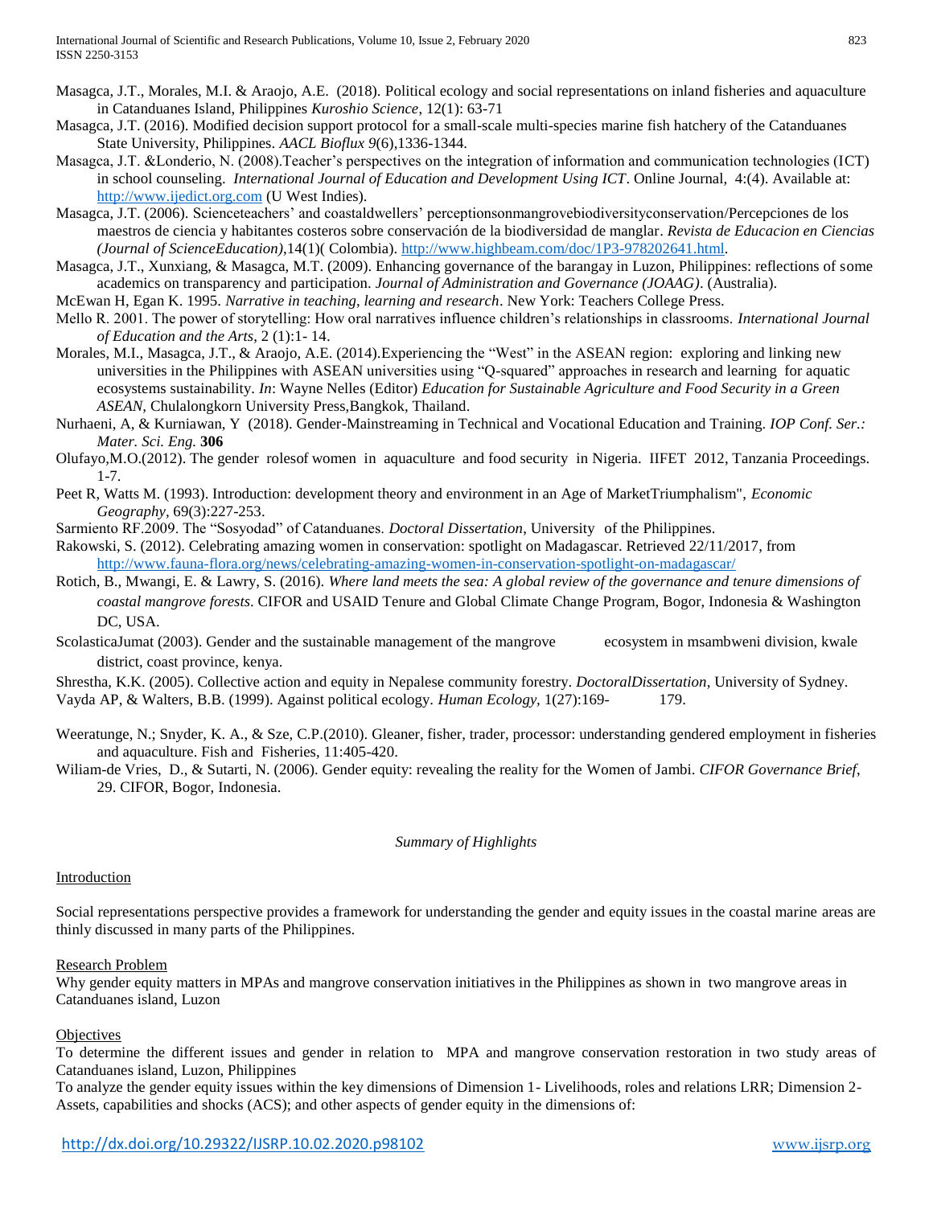Masagca, J.T., Morales, M.I. & Araojo, A.E. (2018). Political ecology and social representations on inland fisheries and aquaculture in Catanduanes Island, Philippines *Kuroshio Science*, 12(1): 63-71

Masagca, J.T. (2016). Modified decision support protocol for a small-scale multi-species marine fish hatchery of the Catanduanes State University, Philippines. *AACL Bioflux 9*(6),1336-1344.

Masagca, J.T. &Londerio, N. (2008).Teacher's perspectives on the integration of information and communication technologies (ICT) in school counseling. *International Journal of Education and Development Using ICT*. Online Journal, 4:(4). Available at: http://www.ijedict.org.com (U West Indies).

Masagca, J.T. (2006). Scienceteachers' and coastaldwellers' perceptionsonmangrovebiodiversityconservation/Percepciones de los maestros de ciencia y habitantes costeros sobre conservación de la biodiversidad de manglar. *Revista de Educacion en Ciencias (Journal of ScienceEducation)*,14(1)( Colombia). http://www.highbeam.com/doc/1P3-978202641.html.

Masagca, J.T., Xunxiang, & Masagca, M.T. (2009). Enhancing governance of the barangay in Luzon, Philippines: reflections of some academics on transparency and participation. *Journal of Administration and Governance (JOAAG)*. (Australia).

McEwan H, Egan K. 1995. *Narrative in teaching, learning and research*. New York: Teachers College Press.

Mello R. 2001. The power of storytelling: How oral narratives influence children's relationships in classrooms. *International Journal of Education and the Arts*, 2 (1):1- 14.

Morales, M.I., Masagca, J.T., & Araojo, A.E. (2014).Experiencing the "West" in the ASEAN region: exploring and linking new universities in the Philippines with ASEAN universities using "Q-squared" approaches in research and learning for aquatic ecosystems sustainability. *In*: Wayne Nelles (Editor) *Education for Sustainable Agriculture and Food Security in a Green ASEAN*, Chulalongkorn University Press,Bangkok, Thailand.

Nurhaeni, A, & Kurniawan, Y (2018). Gender-Mainstreaming in Technical and Vocational Education and Training. *IOP Conf. Ser.: Mater. Sci. Eng.* **306**

Olufayo,M.O.(2012). The gender rolesof women in aquaculture and food security in Nigeria. IIFET 2012, Tanzania Proceedings. 1-7.

Peet R, Watts M. (1993). Introduction: development theory and environment in an Age of MarketTriumphalism", *Economic Geography*, 69(3):227-253.

Sarmiento RF.2009. The "Sosyodad" of Catanduanes. *Doctoral Dissertation*, University of the Philippines.

Rakowski, S. (2012). Celebrating amazing women in conservation: spotlight on Madagascar. Retrieved 22/11/2017, from http://www.fauna-flora.org/news/celebrating-amazing-women-in-conservation-spotlight-on-madagascar/

Rotich, B., Mwangi, E. & Lawry, S. (2016). *Where land meets the sea: A global review of the governance and tenure dimensions of coastal mangrove forests*. CIFOR and USAID Tenure and Global Climate Change Program, Bogor, Indonesia & Washington DC, USA.

ScolasticaJumat (2003). Gender and the sustainable management of the mangrove ecosystem in msambweni division, kwale district, coast province, kenya.

Shrestha, K.K. (2005). Collective action and equity in Nepalese community forestry. *DoctoralDissertation*, University of Sydney.

Vayda AP, & Walters, B.B. (1999). Against political ecology. *Human Ecology*, 1(27):169- 179.

Weeratunge, N.; Snyder, K. A., & Sze, C.P.(2010). Gleaner, fisher, trader, processor: understanding gendered employment in fisheries and aquaculture. Fish and Fisheries, 11:405-420.

Wiliam-de Vries, D., & Sutarti, N. (2006). Gender equity: revealing the reality for the Women of Jambi. *CIFOR Governance Brief*, 29. CIFOR, Bogor, Indonesia.

*Summary of Highlights*

Introduction

Social representations perspective provides a framework for understanding the gender and equity issues in the coastal marine areas are thinly discussed in many parts of the Philippines.

Research Problem

Why gender equity matters in MPAs and mangrove conservation initiatives in the Philippines as shown in two mangrove areas in Catanduanes island, Luzon

Objectives

To determine the different issues and gender in relation to MPA and mangrove conservation restoration in two study areas of Catanduanes island, Luzon, Philippines

To analyze the gender equity issues within the key dimensions of Dimension 1- Livelihoods, roles and relations LRR; Dimension 2- Assets, capabilities and shocks (ACS); and other aspects of gender equity in the dimensions of: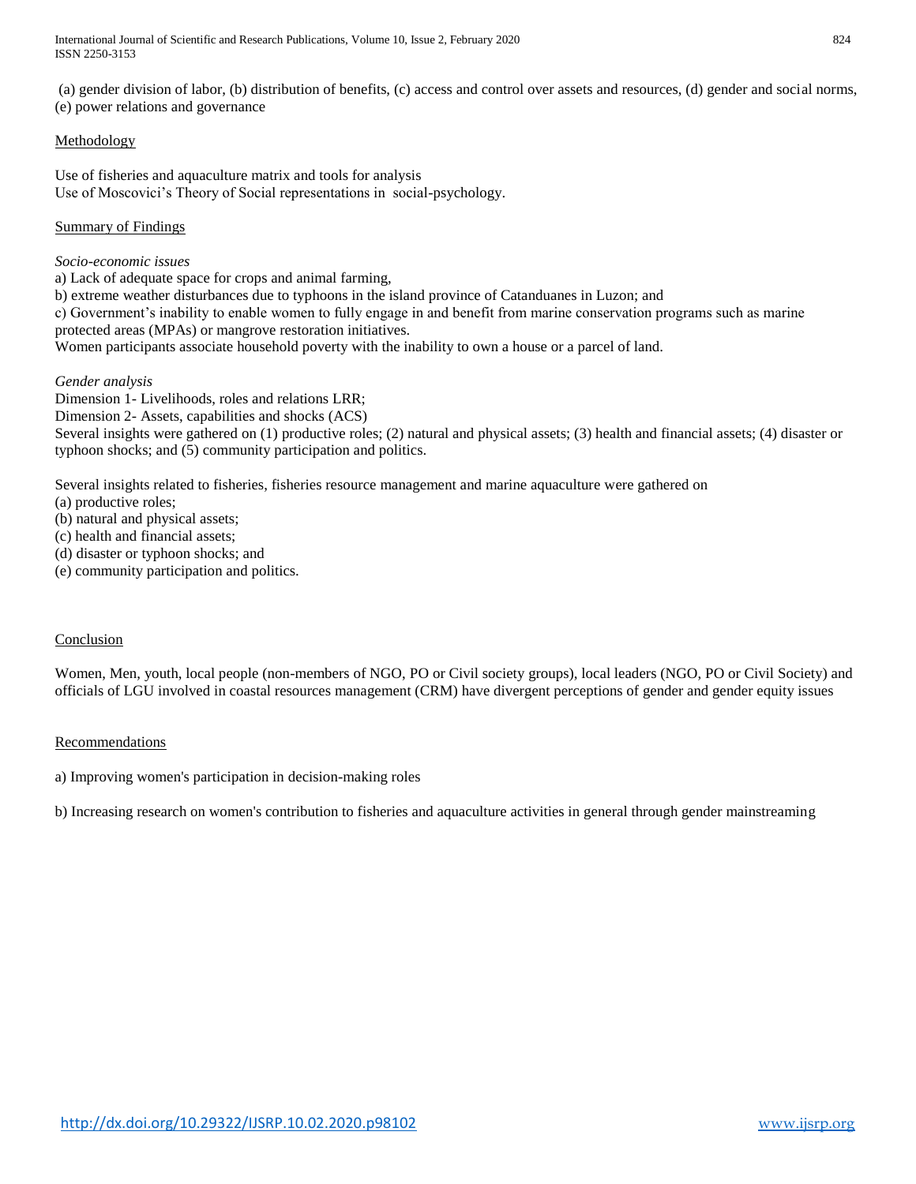(a) gender division of labor, (b) distribution of benefits, (c) access and control over assets and resources, (d) gender and social norms, (e) power relations and governance

Methodology

Use of fisheries and aquaculture matrix and tools for analysis
Use of Moscovici's Theory of Social representations in social-psychology.

Summary of Findings

*Socio-economic issues*
a) Lack of adequate space for crops and animal farming,
b) extreme weather disturbances due to typhoons in the island province of Catanduanes in Luzon; and
c) Government's inability to enable women to fully engage in and benefit from marine conservation programs such as marine protected areas (MPAs) or mangrove restoration initiatives.
Women participants associate household poverty with the inability to own a house or a parcel of land.

*Gender analysis*
Dimension 1- Livelihoods, roles and relations LRR;
Dimension 2- Assets, capabilities and shocks (ACS)
Several insights were gathered on (1) productive roles; (2) natural and physical assets; (3) health and financial assets; (4) disaster or typhoon shocks; and (5) community participation and politics.

Several insights related to fisheries, fisheries resource management and marine aquaculture were gathered on
(a) productive roles;
(b) natural and physical assets;
(c) health and financial assets;
(d) disaster or typhoon shocks; and
(e) community participation and politics.

Conclusion

Women, Men, youth, local people (non-members of NGO, PO or Civil society groups), local leaders (NGO, PO or Civil Society) and officials of LGU involved in coastal resources management (CRM) have divergent perceptions of gender and gender equity issues

Recommendations

a) Improving women's participation in decision-making roles

b) Increasing research on women's contribution to fisheries and aquaculture activities in general through gender mainstreaming